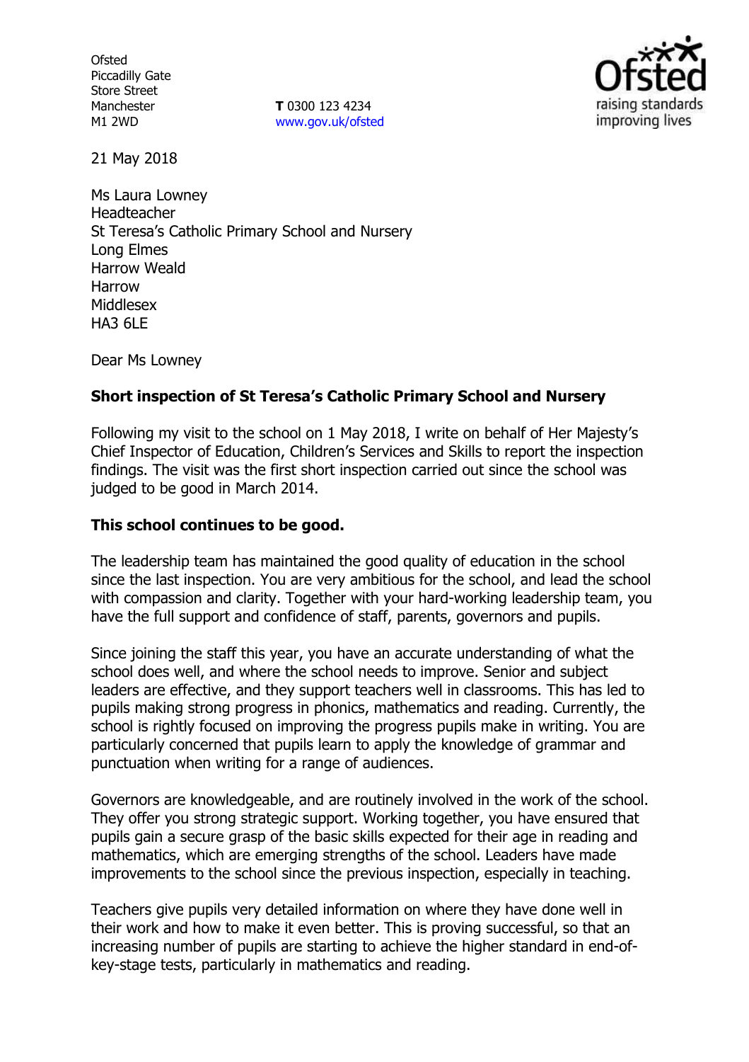Ofsted
Piccadilly Gate
Store Street
Manchester
M1 2WD

**T** 0300 123 4234
www.gov.uk/ofsted

21 May 2018

Ms Laura Lowney
Headteacher
St Teresa's Catholic Primary School and Nursery
Long Elmes
Harrow Weald
Harrow
Middlesex
HA3 6LE

Dear Ms Lowney

**Short inspection of St Teresa's Catholic Primary School and Nursery**

Following my visit to the school on 1 May 2018, I write on behalf of Her Majesty's Chief Inspector of Education, Children's Services and Skills to report the inspection findings. The visit was the first short inspection carried out since the school was judged to be good in March 2014.

**This school continues to be good.**

The leadership team has maintained the good quality of education in the school since the last inspection. You are very ambitious for the school, and lead the school with compassion and clarity. Together with your hard-working leadership team, you have the full support and confidence of staff, parents, governors and pupils.

Since joining the staff this year, you have an accurate understanding of what the school does well, and where the school needs to improve. Senior and subject leaders are effective, and they support teachers well in classrooms. This has led to pupils making strong progress in phonics, mathematics and reading. Currently, the school is rightly focused on improving the progress pupils make in writing. You are particularly concerned that pupils learn to apply the knowledge of grammar and punctuation when writing for a range of audiences.

Governors are knowledgeable, and are routinely involved in the work of the school. They offer you strong strategic support. Working together, you have ensured that pupils gain a secure grasp of the basic skills expected for their age in reading and mathematics, which are emerging strengths of the school. Leaders have made improvements to the school since the previous inspection, especially in teaching.

Teachers give pupils very detailed information on where they have done well in their work and how to make it even better. This is proving successful, so that an increasing number of pupils are starting to achieve the higher standard in end-of-key-stage tests, particularly in mathematics and reading.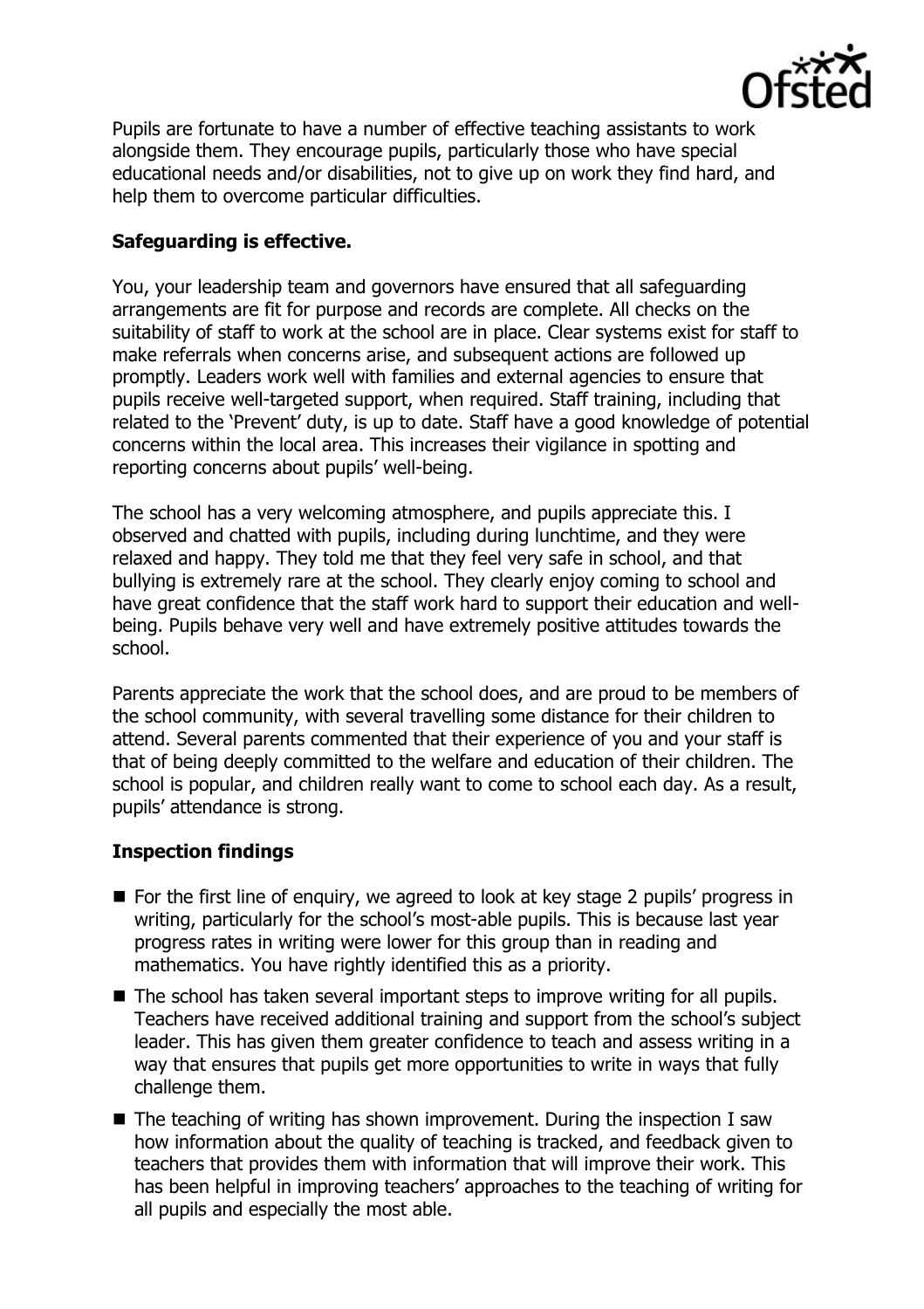Pupils are fortunate to have a number of effective teaching assistants to work alongside them. They encourage pupils, particularly those who have special educational needs and/or disabilities, not to give up on work they find hard, and help them to overcome particular difficulties.

**Safeguarding is effective.**

You, your leadership team and governors have ensured that all safeguarding arrangements are fit for purpose and records are complete. All checks on the suitability of staff to work at the school are in place. Clear systems exist for staff to make referrals when concerns arise, and subsequent actions are followed up promptly. Leaders work well with families and external agencies to ensure that pupils receive well-targeted support, when required. Staff training, including that related to the 'Prevent' duty, is up to date. Staff have a good knowledge of potential concerns within the local area. This increases their vigilance in spotting and reporting concerns about pupils' well-being.

The school has a very welcoming atmosphere, and pupils appreciate this. I observed and chatted with pupils, including during lunchtime, and they were relaxed and happy. They told me that they feel very safe in school, and that bullying is extremely rare at the school. They clearly enjoy coming to school and have great confidence that the staff work hard to support their education and well-being. Pupils behave very well and have extremely positive attitudes towards the school.

Parents appreciate the work that the school does, and are proud to be members of the school community, with several travelling some distance for their children to attend. Several parents commented that their experience of you and your staff is that of being deeply committed to the welfare and education of their children. The school is popular, and children really want to come to school each day. As a result, pupils' attendance is strong.

**Inspection findings**

- For the first line of enquiry, we agreed to look at key stage 2 pupils' progress in writing, particularly for the school's most-able pupils. This is because last year progress rates in writing were lower for this group than in reading and mathematics. You have rightly identified this as a priority.
- The school has taken several important steps to improve writing for all pupils. Teachers have received additional training and support from the school's subject leader. This has given them greater confidence to teach and assess writing in a way that ensures that pupils get more opportunities to write in ways that fully challenge them.
- The teaching of writing has shown improvement. During the inspection I saw how information about the quality of teaching is tracked, and feedback given to teachers that provides them with information that will improve their work. This has been helpful in improving teachers' approaches to the teaching of writing for all pupils and especially the most able.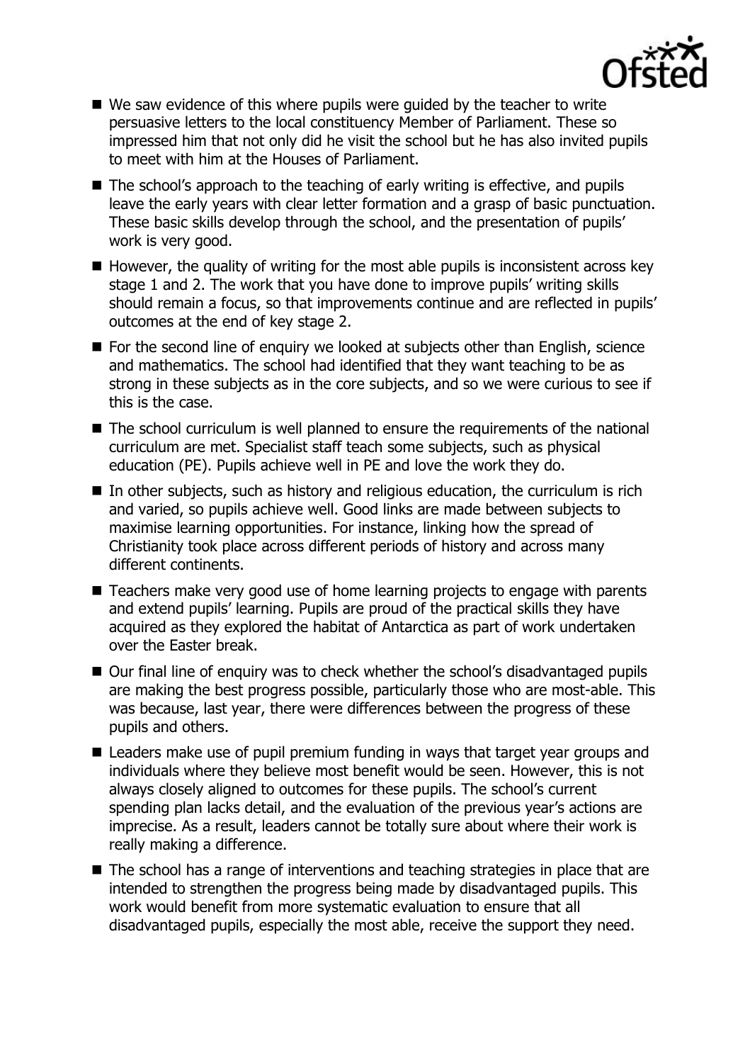- We saw evidence of this where pupils were guided by the teacher to write persuasive letters to the local constituency Member of Parliament. These so impressed him that not only did he visit the school but he has also invited pupils to meet with him at the Houses of Parliament.
- The school's approach to the teaching of early writing is effective, and pupils leave the early years with clear letter formation and a grasp of basic punctuation. These basic skills develop through the school, and the presentation of pupils' work is very good.
- However, the quality of writing for the most able pupils is inconsistent across key stage 1 and 2. The work that you have done to improve pupils' writing skills should remain a focus, so that improvements continue and are reflected in pupils' outcomes at the end of key stage 2.
- For the second line of enquiry we looked at subjects other than English, science and mathematics. The school had identified that they want teaching to be as strong in these subjects as in the core subjects, and so we were curious to see if this is the case.
- The school curriculum is well planned to ensure the requirements of the national curriculum are met. Specialist staff teach some subjects, such as physical education (PE). Pupils achieve well in PE and love the work they do.
- In other subjects, such as history and religious education, the curriculum is rich and varied, so pupils achieve well. Good links are made between subjects to maximise learning opportunities. For instance, linking how the spread of Christianity took place across different periods of history and across many different continents.
- Teachers make very good use of home learning projects to engage with parents and extend pupils' learning. Pupils are proud of the practical skills they have acquired as they explored the habitat of Antarctica as part of work undertaken over the Easter break.
- Our final line of enquiry was to check whether the school's disadvantaged pupils are making the best progress possible, particularly those who are most-able. This was because, last year, there were differences between the progress of these pupils and others.
- Leaders make use of pupil premium funding in ways that target year groups and individuals where they believe most benefit would be seen. However, this is not always closely aligned to outcomes for these pupils. The school's current spending plan lacks detail, and the evaluation of the previous year's actions are imprecise. As a result, leaders cannot be totally sure about where their work is really making a difference.
- The school has a range of interventions and teaching strategies in place that are intended to strengthen the progress being made by disadvantaged pupils. This work would benefit from more systematic evaluation to ensure that all disadvantaged pupils, especially the most able, receive the support they need.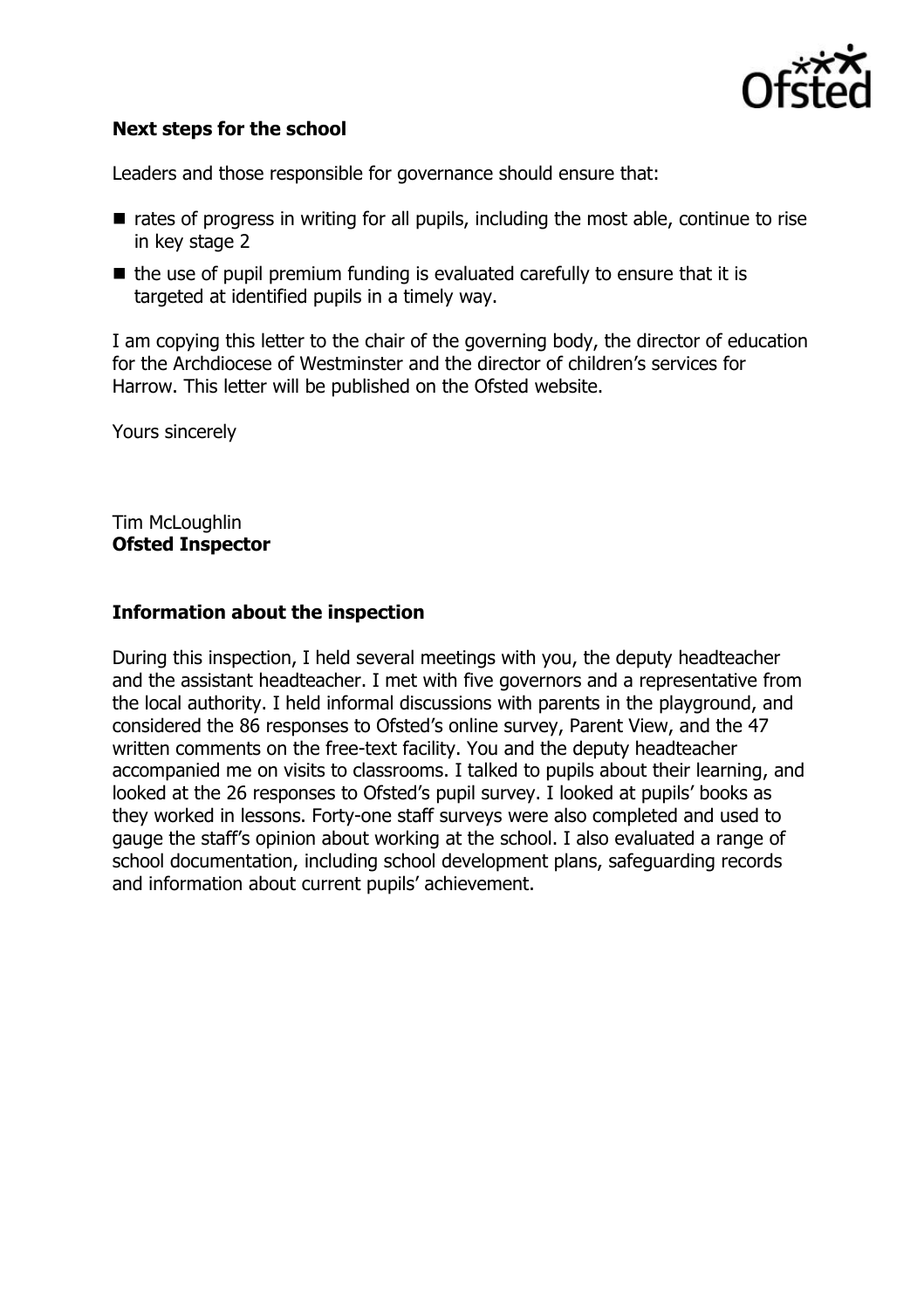### Next steps for the school

Leaders and those responsible for governance should ensure that:

- rates of progress in writing for all pupils, including the most able, continue to rise in key stage 2
- the use of pupil premium funding is evaluated carefully to ensure that it is targeted at identified pupils in a timely way.

I am copying this letter to the chair of the governing body, the director of education for the Archdiocese of Westminster and the director of children's services for Harrow. This letter will be published on the Ofsted website.

Yours sincerely

Tim McLoughlin
**Ofsted Inspector**

### Information about the inspection

During this inspection, I held several meetings with you, the deputy headteacher and the assistant headteacher. I met with five governors and a representative from the local authority. I held informal discussions with parents in the playground, and considered the 86 responses to Ofsted's online survey, Parent View, and the 47 written comments on the free-text facility. You and the deputy headteacher accompanied me on visits to classrooms. I talked to pupils about their learning, and looked at the 26 responses to Ofsted's pupil survey. I looked at pupils' books as they worked in lessons. Forty-one staff surveys were also completed and used to gauge the staff's opinion about working at the school. I also evaluated a range of school documentation, including school development plans, safeguarding records and information about current pupils' achievement.